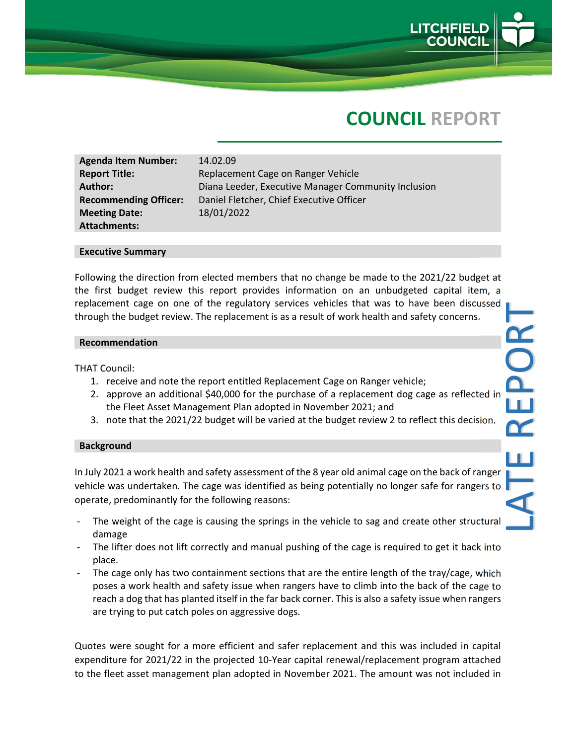# COUNCIL REPORT

| | |
|---|---|
| **Agenda Item Number:** | 14.02.09 |
| **Report Title:** | Replacement Cage on Ranger Vehicle |
| **Author:** | Diana Leeder, Executive Manager Community Inclusion |
| **Recommending Officer:** | Daniel Fletcher, Chief Executive Officer |
| **Meeting Date:** | 18/01/2022 |
| **Attachments:** | |

LATE REPORT

## Executive Summary

Following the direction from elected members that no change be made to the 2021/22 budget at the first budget review this report provides information on an unbudgeted capital item, a replacement cage on one of the regulatory services vehicles that was to have been discussed through the budget review. The replacement is as a result of work health and safety concerns.

## Recommendation

THAT Council:

1. receive and note the report entitled Replacement Cage on Ranger vehicle;
2. approve an additional $40,000 for the purchase of a replacement dog cage as reflected in the Fleet Asset Management Plan adopted in November 2021; and
3. note that the 2021/22 budget will be varied at the budget review 2 to reflect this decision.

## Background

In July 2021 a work health and safety assessment of the 8 year old animal cage on the back of ranger vehicle was undertaken. The cage was identified as being potentially no longer safe for rangers to operate, predominantly for the following reasons:

- The weight of the cage is causing the springs in the vehicle to sag and create other structural damage
- The lifter does not lift correctly and manual pushing of the cage is required to get it back into place.
- The cage only has two containment sections that are the entire length of the tray/cage, which poses a work health and safety issue when rangers have to climb into the back of the cage to reach a dog that has planted itself in the far back corner. This is also a safety issue when rangers are trying to put catch poles on aggressive dogs.

Quotes were sought for a more efficient and safer replacement and this was included in capital expenditure for 2021/22 in the projected 10-Year capital renewal/replacement program attached to the fleet asset management plan adopted in November 2021. The amount was not included in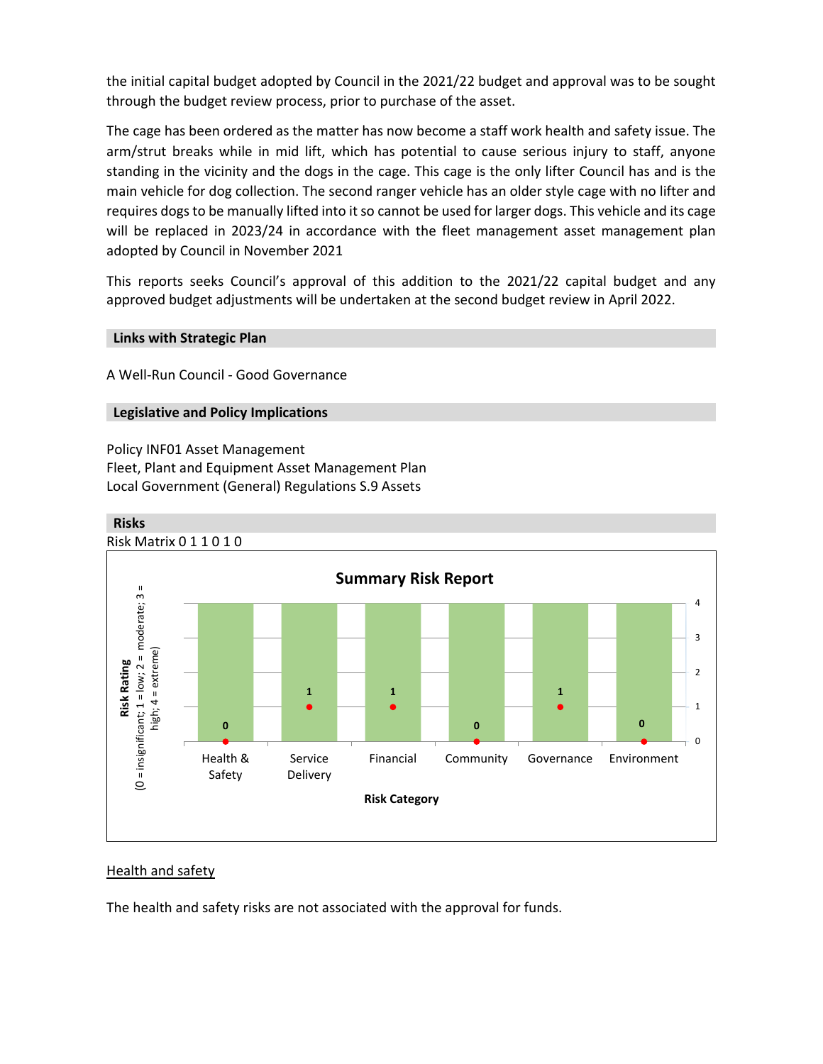the initial capital budget adopted by Council in the 2021/22 budget and approval was to be sought through the budget review process, prior to purchase of the asset.

The cage has been ordered as the matter has now become a staff work health and safety issue. The arm/strut breaks while in mid lift, which has potential to cause serious injury to staff, anyone standing in the vicinity and the dogs in the cage. This cage is the only lifter Council has and is the main vehicle for dog collection. The second ranger vehicle has an older style cage with no lifter and requires dogs to be manually lifted into it so cannot be used for larger dogs. This vehicle and its cage will be replaced in 2023/24 in accordance with the fleet management asset management plan adopted by Council in November 2021

This reports seeks Council's approval of this addition to the 2021/22 capital budget and any approved budget adjustments will be undertaken at the second budget review in April 2022.

## Links with Strategic Plan

A Well-Run Council - Good Governance

## Legislative and Policy Implications

Policy INF01 Asset Management
Fleet, Plant and Equipment Asset Management Plan
Local Government (General) Regulations S.9 Assets

## Risks

Risk Matrix 0 1 1 0 1 0

**Summary Risk Report**

| Risk Category | Risk Rating (0 = insignificant; 1 = low; 2 = moderate; 3 = high; 4 = extreme) |
|---|---|
| Health & Safety | 0 |
| Service Delivery | 1 |
| Financial | 1 |
| Community | 0 |
| Governance | 1 |
| Environment | 0 |

Health and safety

The health and safety risks are not associated with the approval for funds.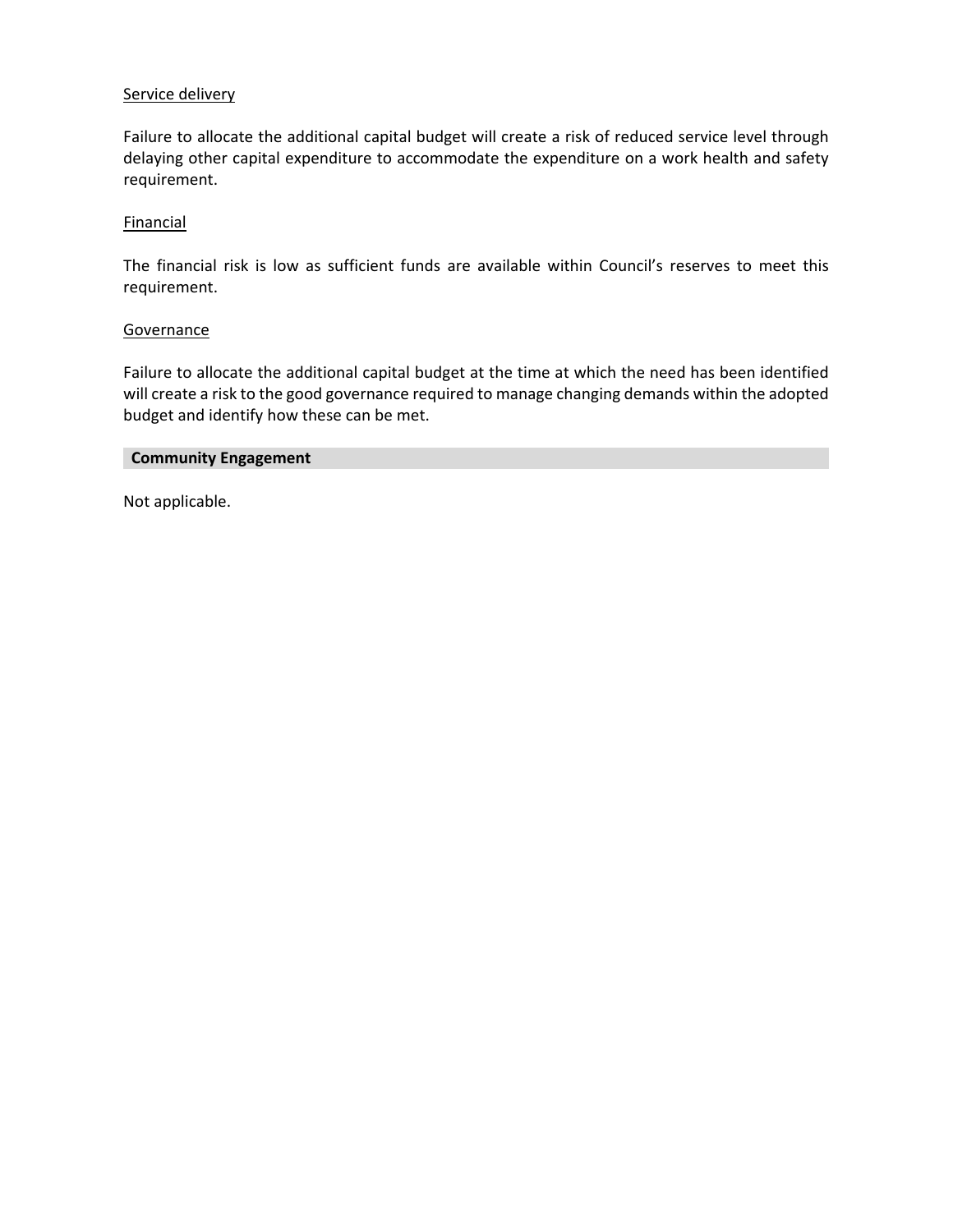Service delivery

Failure to allocate the additional capital budget will create a risk of reduced service level through delaying other capital expenditure to accommodate the expenditure on a work health and safety requirement.

Financial

The financial risk is low as sufficient funds are available within Council's reserves to meet this requirement.

Governance

Failure to allocate the additional capital budget at the time at which the need has been identified will create a risk to the good governance required to manage changing demands within the adopted budget and identify how these can be met.

## Community Engagement

Not applicable.